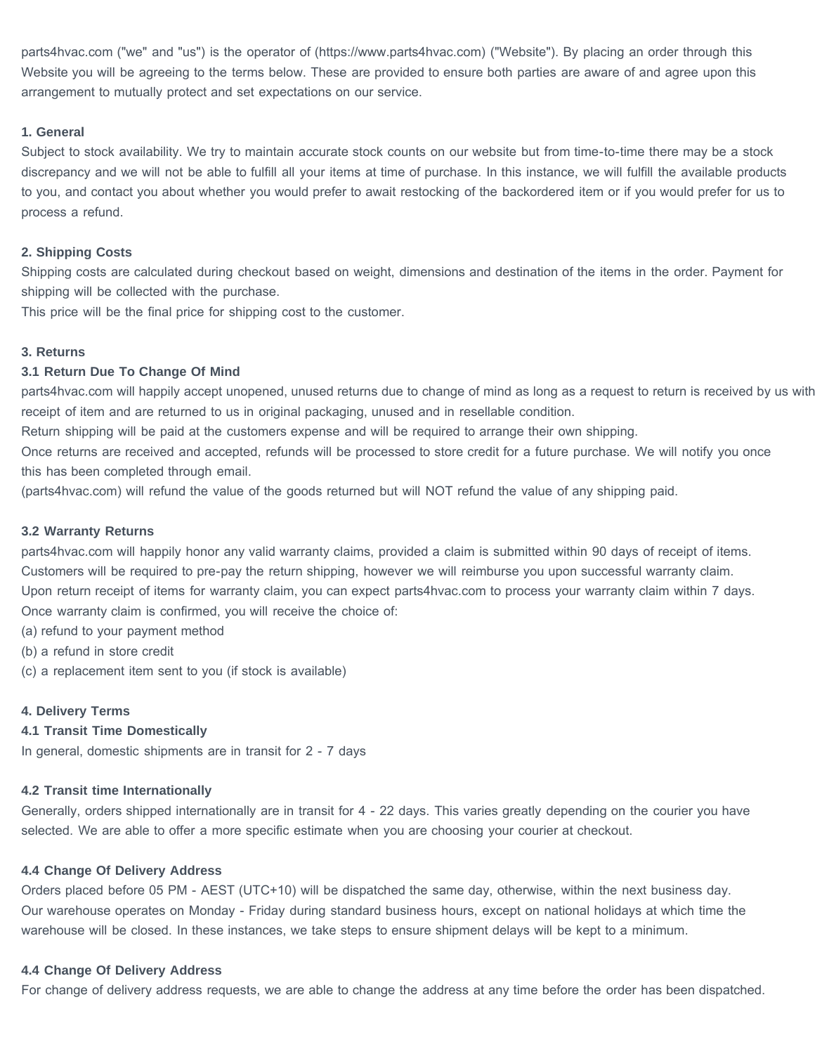parts4hvac.com ("we" and "us") is the operator of (https://www.parts4hvac.com) ("Website"). By placing an order through this Website you will be agreeing to the terms below. These are provided to ensure both parties are aware of and agree upon this arrangement to mutually protect and set expectations on our service.

**1. General**

Subject to stock availability. We try to maintain accurate stock counts on our website but from time-to-time there may be a stock discrepancy and we will not be able to fulfill all your items at time of purchase. In this instance, we will fulfill the available products to you, and contact you about whether you would prefer to await restocking of the backordered item or if you would prefer for us to process a refund.

**2. Shipping Costs**

Shipping costs are calculated during checkout based on weight, dimensions and destination of the items in the order. Payment for shipping will be collected with the purchase.
This price will be the final price for shipping cost to the customer.

**3. Returns**

**3.1 Return Due To Change Of Mind**

parts4hvac.com will happily accept unopened, unused returns due to change of mind as long as a request to return is received by us with receipt of item and are returned to us in original packaging, unused and in resellable condition.
Return shipping will be paid at the customers expense and will be required to arrange their own shipping.
Once returns are received and accepted, refunds will be processed to store credit for a future purchase. We will notify you once this has been completed through email.
(parts4hvac.com) will refund the value of the goods returned but will NOT refund the value of any shipping paid.

**3.2 Warranty Returns**

parts4hvac.com will happily honor any valid warranty claims, provided a claim is submitted within 90 days of receipt of items.
Customers will be required to pre-pay the return shipping, however we will reimburse you upon successful warranty claim.
Upon return receipt of items for warranty claim, you can expect parts4hvac.com to process your warranty claim within 7 days.
Once warranty claim is confirmed, you will receive the choice of:
(a) refund to your payment method
(b) a refund in store credit
(c) a replacement item sent to you (if stock is available)

**4. Delivery Terms**

**4.1 Transit Time Domestically**

In general, domestic shipments are in transit for 2 - 7 days

**4.2 Transit time Internationally**

Generally, orders shipped internationally are in transit for 4 - 22 days. This varies greatly depending on the courier you have selected. We are able to offer a more specific estimate when you are choosing your courier at checkout.

**4.4 Change Of Delivery Address**

Orders placed before 05 PM - AEST (UTC+10) will be dispatched the same day, otherwise, within the next business day.
Our warehouse operates on Monday - Friday during standard business hours, except on national holidays at which time the warehouse will be closed. In these instances, we take steps to ensure shipment delays will be kept to a minimum.

**4.4 Change Of Delivery Address**

For change of delivery address requests, we are able to change the address at any time before the order has been dispatched.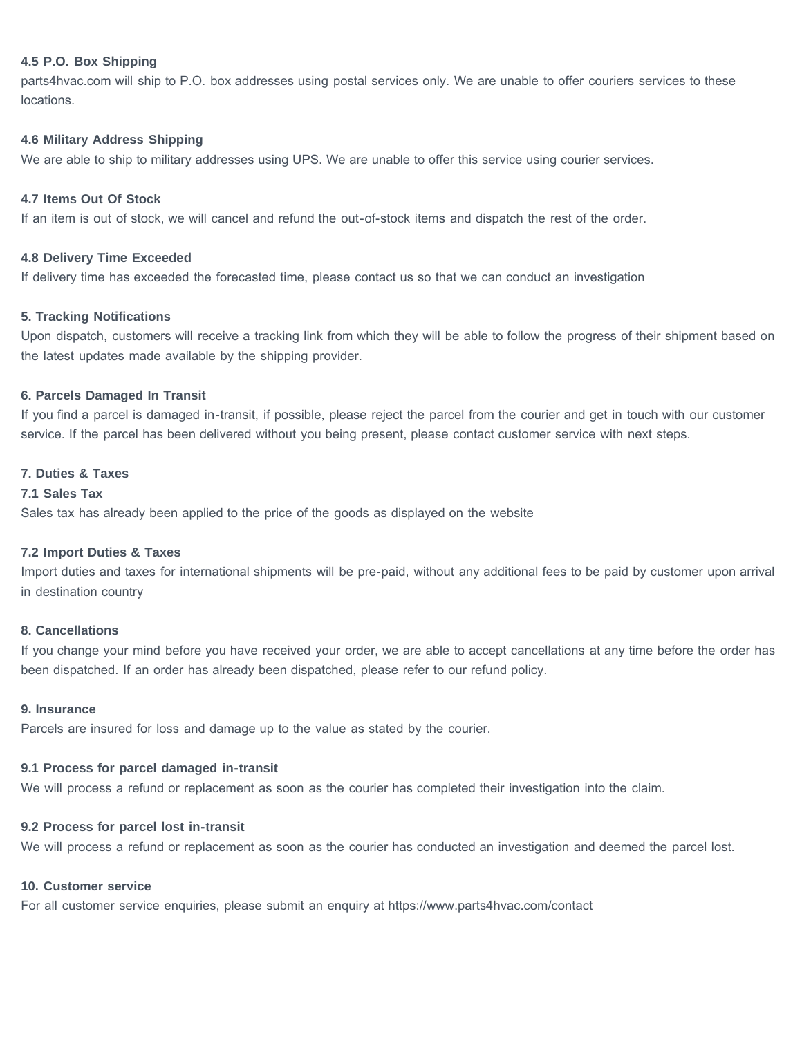**4.5 P.O. Box Shipping**

parts4hvac.com will ship to P.O. box addresses using postal services only. We are unable to offer couriers services to these locations.

**4.6 Military Address Shipping**

We are able to ship to military addresses using UPS. We are unable to offer this service using courier services.

**4.7 Items Out Of Stock**

If an item is out of stock, we will cancel and refund the out-of-stock items and dispatch the rest of the order.

**4.8 Delivery Time Exceeded**

If delivery time has exceeded the forecasted time, please contact us so that we can conduct an investigation

**5. Tracking Notifications**

Upon dispatch, customers will receive a tracking link from which they will be able to follow the progress of their shipment based on the latest updates made available by the shipping provider.

**6. Parcels Damaged In Transit**

If you find a parcel is damaged in-transit, if possible, please reject the parcel from the courier and get in touch with our customer service. If the parcel has been delivered without you being present, please contact customer service with next steps.

**7. Duties & Taxes**

**7.1 Sales Tax**

Sales tax has already been applied to the price of the goods as displayed on the website

**7.2 Import Duties & Taxes**

Import duties and taxes for international shipments will be pre-paid, without any additional fees to be paid by customer upon arrival in destination country

**8. Cancellations**

If you change your mind before you have received your order, we are able to accept cancellations at any time before the order has been dispatched. If an order has already been dispatched, please refer to our refund policy.

**9. Insurance**

Parcels are insured for loss and damage up to the value as stated by the courier.

**9.1 Process for parcel damaged in-transit**

We will process a refund or replacement as soon as the courier has completed their investigation into the claim.

**9.2 Process for parcel lost in-transit**

We will process a refund or replacement as soon as the courier has conducted an investigation and deemed the parcel lost.

**10. Customer service**

For all customer service enquiries, please submit an enquiry at https://www.parts4hvac.com/contact